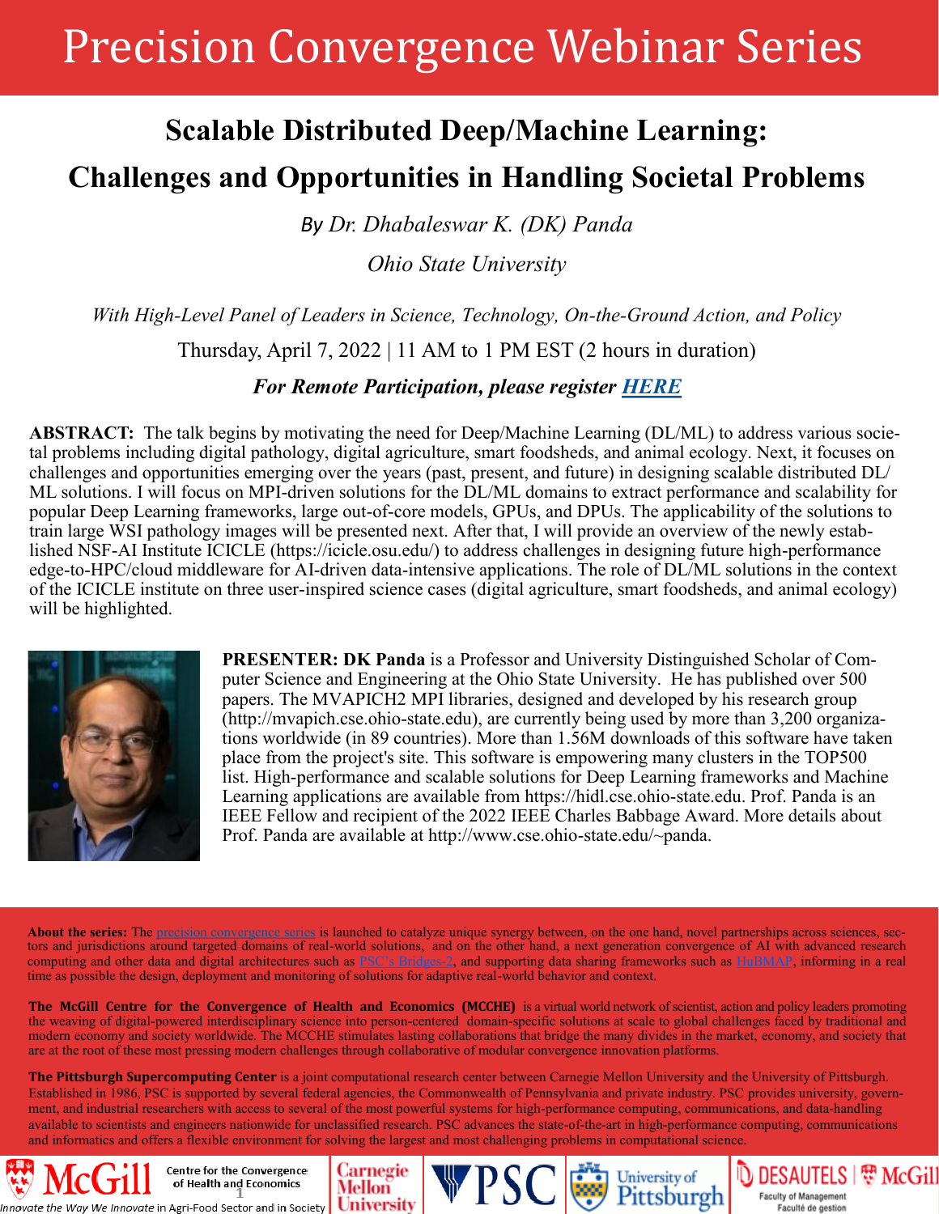# Precision Convergence Webinar Series

## Scalable Distributed Deep/Machine Learning: Challenges and Opportunities in Handling Societal Problems

*By Dr. Dhabaleswar K. (DK) Panda*

*Ohio State University*

*With High-Level Panel of Leaders in Science, Technology, On-the-Ground Action, and Policy*

Thursday, April 7, 2022 | 11 AM to 1 PM EST (2 hours in duration)

***For Remote Participation, please register HERE***

**ABSTRACT:** The talk begins by motivating the need for Deep/Machine Learning (DL/ML) to address various societal problems including digital pathology, digital agriculture, smart foodsheds, and animal ecology. Next, it focuses on challenges and opportunities emerging over the years (past, present, and future) in designing scalable distributed DL/ML solutions. I will focus on MPI-driven solutions for the DL/ML domains to extract performance and scalability for popular Deep Learning frameworks, large out-of-core models, GPUs, and DPUs. The applicability of the solutions to train large WSI pathology images will be presented next. After that, I will provide an overview of the newly established NSF-AI Institute ICICLE (https://icicle.osu.edu/) to address challenges in designing future high-performance edge-to-HPC/cloud middleware for AI-driven data-intensive applications. The role of DL/ML solutions in the context of the ICICLE institute on three user-inspired science cases (digital agriculture, smart foodsheds, and animal ecology) will be highlighted.

**PRESENTER: DK Panda** is a Professor and University Distinguished Scholar of Computer Science and Engineering at the Ohio State University. He has published over 500 papers. The MVAPICH2 MPI libraries, designed and developed by his research group (http://mvapich.cse.ohio-state.edu), are currently being used by more than 3,200 organizations worldwide (in 89 countries). More than 1.56M downloads of this software have taken place from the project's site. This software is empowering many clusters in the TOP500 list. High-performance and scalable solutions for Deep Learning frameworks and Machine Learning applications are available from https://hidl.cse.ohio-state.edu. Prof. Panda is an IEEE Fellow and recipient of the 2022 IEEE Charles Babbage Award. More details about Prof. Panda are available at http://www.cse.ohio-state.edu/~panda.

**About the series:** The precision convergence series is launched to catalyze unique synergy between, on the one hand, novel partnerships across sciences, sectors and jurisdictions around targeted domains of real-world solutions, and on the other hand, a next generation convergence of AI with advanced research computing and other data and digital architectures such as PSC's Bridges-2, and supporting data sharing frameworks such as HuBMAP, informing in a real time as possible the design, deployment and monitoring of solutions for adaptive real-world behavior and context.

**The McGill Centre for the Convergence of Health and Economics (MCCHE)** is a virtual world network of scientist, action and policy leaders promoting the weaving of digital-powered interdisciplinary science into person-centered domain-specific solutions at scale to global challenges faced by traditional and modern economy and society worldwide. The MCCHE stimulates lasting collaborations that bridge the many divides in the market, economy, and society that are at the root of these most pressing modern challenges through collaborative of modular convergence innovation platforms.

**The Pittsburgh Supercomputing Center** is a joint computational research center between Carnegie Mellon University and the University of Pittsburgh. Established in 1986, PSC is supported by several federal agencies, the Commonwealth of Pennsylvania and private industry. PSC provides university, government, and industrial researchers with access to several of the most powerful systems for high-performance computing, communications, and data-handling available to scientists and engineers nationwide for unclassified research. PSC advances the state-of-the-art in high-performance computing, communications and informatics and offers a flexible environment for solving the largest and most challenging problems in computational science.

McGill Centre for the Convergence of Health and Economics — *Innovate the Way We Innovate* in Agri-Food Sector and in Society | Carnegie Mellon University | PSC | University of Pittsburgh | Desautels McGill Faculty of Management / Faculté de gestion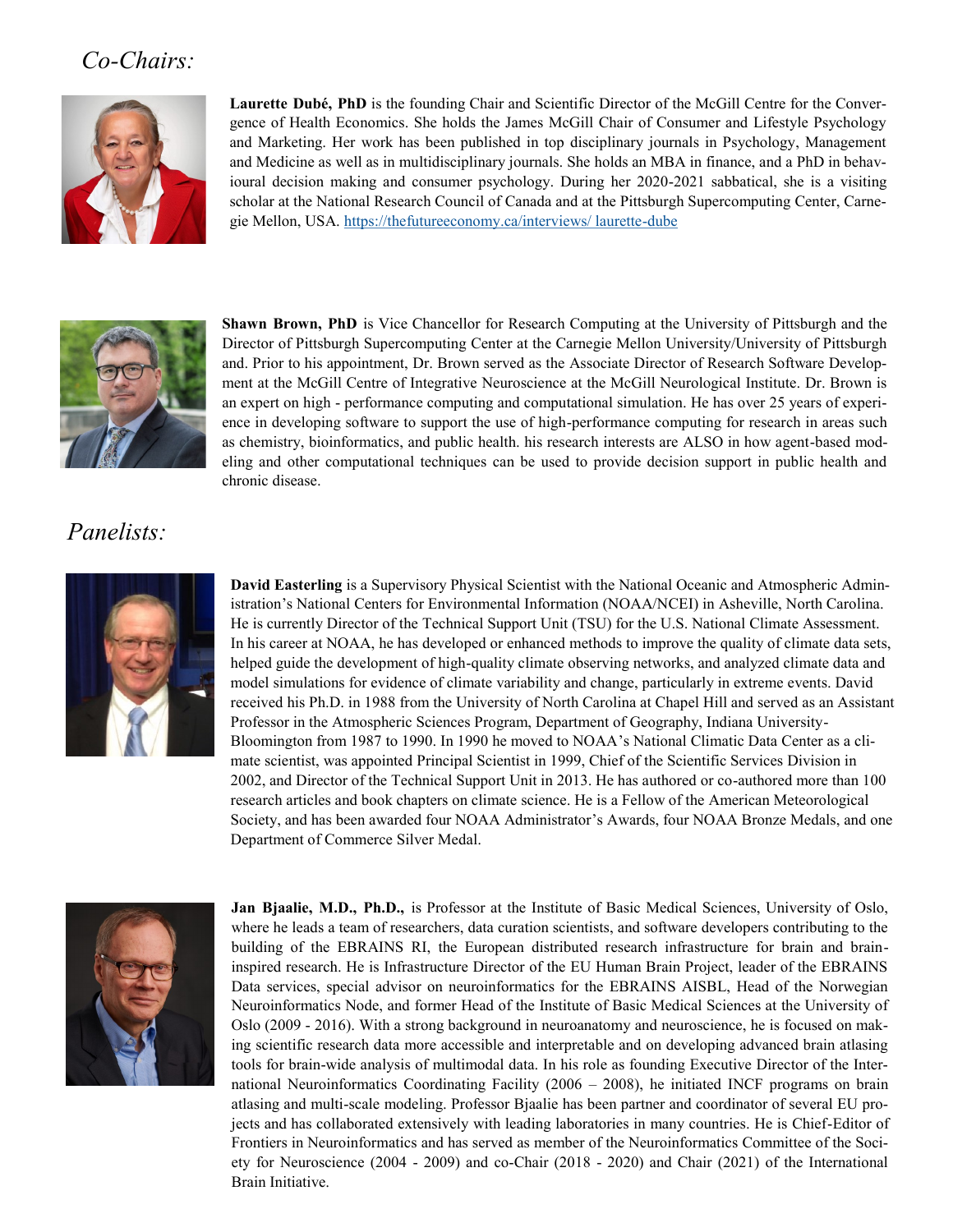## *Co-Chairs:*

**Laurette Dubé, PhD** is the founding Chair and Scientific Director of the McGill Centre for the Convergence of Health Economics. She holds the James McGill Chair of Consumer and Lifestyle Psychology and Marketing. Her work has been published in top disciplinary journals in Psychology, Management and Medicine as well as in multidisciplinary journals. She holds an MBA in finance, and a PhD in behavioural decision making and consumer psychology. During her 2020-2021 sabbatical, she is a visiting scholar at the National Research Council of Canada and at the Pittsburgh Supercomputing Center, Carnegie Mellon, USA. https://thefutureeconomy.ca/interviews/ laurette-dube

**Shawn Brown, PhD** is Vice Chancellor for Research Computing at the University of Pittsburgh and the Director of Pittsburgh Supercomputing Center at the Carnegie Mellon University/University of Pittsburgh and. Prior to his appointment, Dr. Brown served as the Associate Director of Research Software Development at the McGill Centre of Integrative Neuroscience at the McGill Neurological Institute. Dr. Brown is an expert on high - performance computing and computational simulation. He has over 25 years of experience in developing software to support the use of high-performance computing for research in areas such as chemistry, bioinformatics, and public health. his research interests are ALSO in how agent-based modeling and other computational techniques can be used to provide decision support in public health and chronic disease.

## *Panelists:*

**David Easterling** is a Supervisory Physical Scientist with the National Oceanic and Atmospheric Administration's National Centers for Environmental Information (NOAA/NCEI) in Asheville, North Carolina. He is currently Director of the Technical Support Unit (TSU) for the U.S. National Climate Assessment. In his career at NOAA, he has developed or enhanced methods to improve the quality of climate data sets, helped guide the development of high-quality climate observing networks, and analyzed climate data and model simulations for evidence of climate variability and change, particularly in extreme events. David received his Ph.D. in 1988 from the University of North Carolina at Chapel Hill and served as an Assistant Professor in the Atmospheric Sciences Program, Department of Geography, Indiana University-Bloomington from 1987 to 1990. In 1990 he moved to NOAA's National Climatic Data Center as a climate scientist, was appointed Principal Scientist in 1999, Chief of the Scientific Services Division in 2002, and Director of the Technical Support Unit in 2013. He has authored or co-authored more than 100 research articles and book chapters on climate science. He is a Fellow of the American Meteorological Society, and has been awarded four NOAA Administrator's Awards, four NOAA Bronze Medals, and one Department of Commerce Silver Medal.

**Jan Bjaalie, M.D., Ph.D.,** is Professor at the Institute of Basic Medical Sciences, University of Oslo, where he leads a team of researchers, data curation scientists, and software developers contributing to the building of the EBRAINS RI, the European distributed research infrastructure for brain and brain-inspired research. He is Infrastructure Director of the EU Human Brain Project, leader of the EBRAINS Data services, special advisor on neuroinformatics for the EBRAINS AISBL, Head of the Norwegian Neuroinformatics Node, and former Head of the Institute of Basic Medical Sciences at the University of Oslo (2009 - 2016). With a strong background in neuroanatomy and neuroscience, he is focused on making scientific research data more accessible and interpretable and on developing advanced brain atlasing tools for brain-wide analysis of multimodal data. In his role as founding Executive Director of the International Neuroinformatics Coordinating Facility (2006 – 2008), he initiated INCF programs on brain atlasing and multi-scale modeling. Professor Bjaalie has been partner and coordinator of several EU projects and has collaborated extensively with leading laboratories in many countries. He is Chief-Editor of Frontiers in Neuroinformatics and has served as member of the Neuroinformatics Committee of the Society for Neuroscience (2004 - 2009) and co-Chair (2018 - 2020) and Chair (2021) of the International Brain Initiative.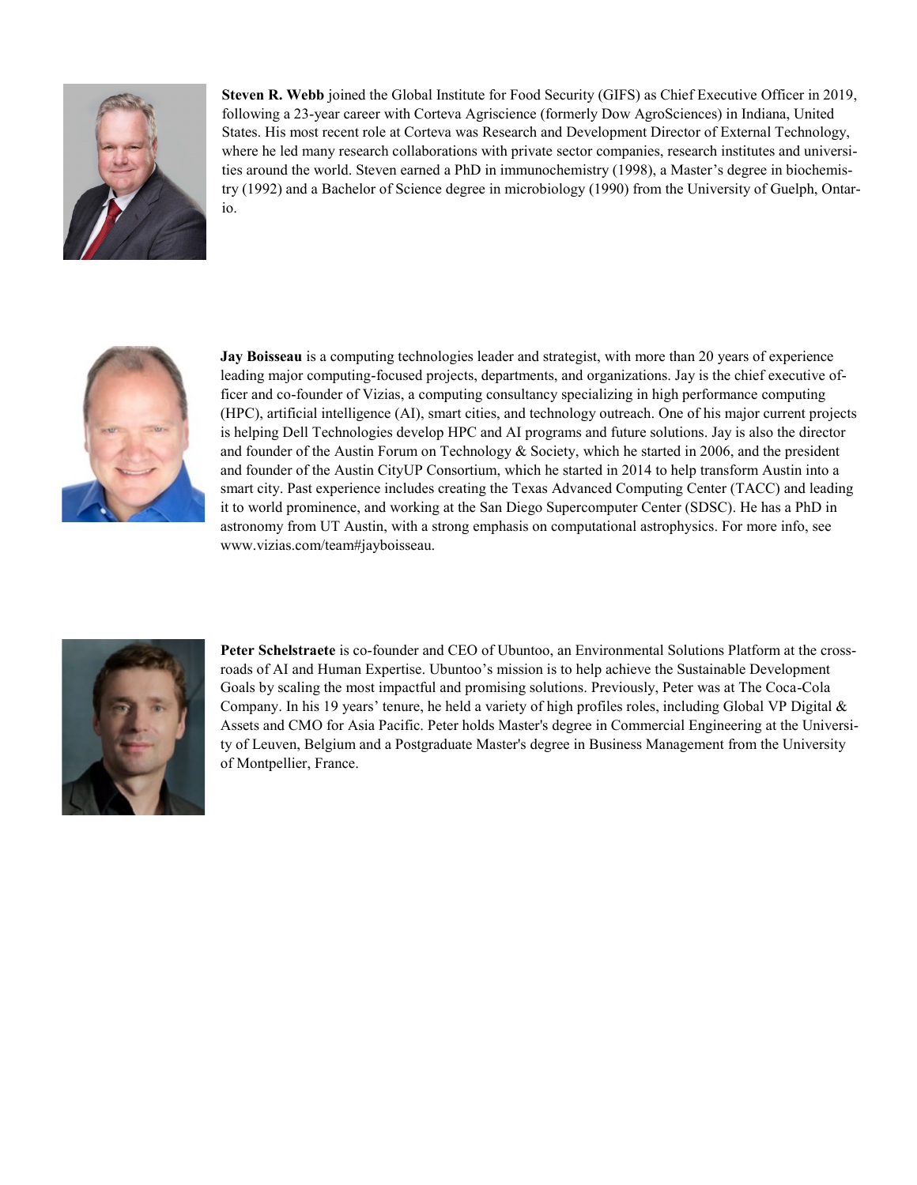**Steven R. Webb** joined the Global Institute for Food Security (GIFS) as Chief Executive Officer in 2019, following a 23-year career with Corteva Agriscience (formerly Dow AgroSciences) in Indiana, United States. His most recent role at Corteva was Research and Development Director of External Technology, where he led many research collaborations with private sector companies, research institutes and universities around the world. Steven earned a PhD in immunochemistry (1998), a Master's degree in biochemistry (1992) and a Bachelor of Science degree in microbiology (1990) from the University of Guelph, Ontario.

**Jay Boisseau** is a computing technologies leader and strategist, with more than 20 years of experience leading major computing-focused projects, departments, and organizations. Jay is the chief executive officer and co-founder of Vizias, a computing consultancy specializing in high performance computing (HPC), artificial intelligence (AI), smart cities, and technology outreach. One of his major current projects is helping Dell Technologies develop HPC and AI programs and future solutions. Jay is also the director and founder of the Austin Forum on Technology & Society, which he started in 2006, and the president and founder of the Austin CityUP Consortium, which he started in 2014 to help transform Austin into a smart city. Past experience includes creating the Texas Advanced Computing Center (TACC) and leading it to world prominence, and working at the San Diego Supercomputer Center (SDSC). He has a PhD in astronomy from UT Austin, with a strong emphasis on computational astrophysics. For more info, see www.vizias.com/team#jayboisseau.

**Peter Schelstraete** is co-founder and CEO of Ubuntoo, an Environmental Solutions Platform at the crossroads of AI and Human Expertise. Ubuntoo's mission is to help achieve the Sustainable Development Goals by scaling the most impactful and promising solutions. Previously, Peter was at The Coca-Cola Company. In his 19 years' tenure, he held a variety of high profiles roles, including Global VP Digital & Assets and CMO for Asia Pacific. Peter holds Master's degree in Commercial Engineering at the University of Leuven, Belgium and a Postgraduate Master's degree in Business Management from the University of Montpellier, France.